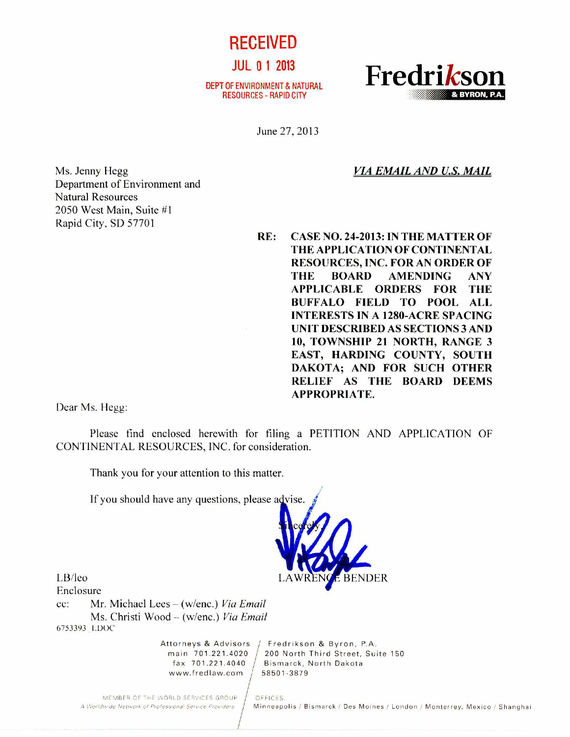**RECEIVED**

**JUL 0 1 2013**

**DEPT OF ENVIRONMENT & NATURAL RESOURCES - RAPID CITY**

**Fredrikson & BYRON, P.A.**

June 27, 2013

Ms. Jenny Hegg
Department of Environment and
Natural Resources
2050 West Main, Suite #1
Rapid City, SD 57701

***VIA EMAIL AND U.S. MAIL***

**RE: CASE NO. 24-2013: IN THE MATTER OF THE APPLICATION OF CONTINENTAL RESOURCES, INC. FOR AN ORDER OF THE BOARD AMENDING ANY APPLICABLE ORDERS FOR THE BUFFALO FIELD TO POOL ALL INTERESTS IN A 1280-ACRE SPACING UNIT DESCRIBED AS SECTIONS 3 AND 10, TOWNSHIP 21 NORTH, RANGE 3 EAST, HARDING COUNTY, SOUTH DAKOTA; AND FOR SUCH OTHER RELIEF AS THE BOARD DEEMS APPROPRIATE.**

Dear Ms. Hegg:

Please find enclosed herewith for filing a PETITION AND APPLICATION OF CONTINENTAL RESOURCES, INC. for consideration.

Thank you for your attention to this matter.

If you should have any questions, please advise.

Sincerely,

LAWRENCE BENDER

LB/leo
Enclosure
cc: Mr. Michael Lees – (w/enc.) *Via Email*
Ms. Christi Wood – (w/enc.) *Via Email*
6753393 1.DOC

Attorneys & Advisors
main 701.221.4020
fax 701.221.4040
www.fredlaw.com

Fredrikson & Byron, P.A.
200 North Third Street, Suite 150
Bismarck, North Dakota
58501-3879

MEMBER OF THE WORLD SERVICES GROUP
A Worldwide Network of Professional Service Providers

OFFICES:
Minneapolis / Bismarck / Des Moines / London / Monterrey, Mexico / Shanghai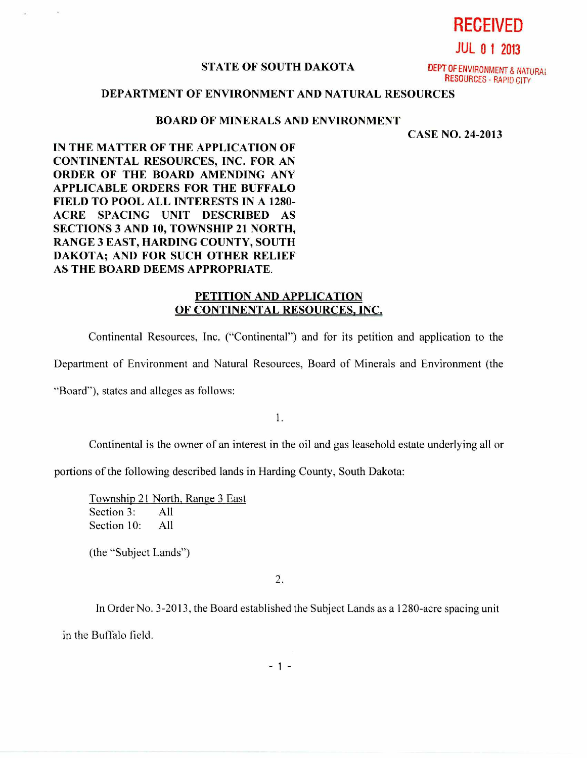RECEIVED

JUL 01 2013

DEPT OF ENVIRONMENT & NATURAL RESOURCES - RAPID CITY

**STATE OF SOUTH DAKOTA**

**DEPARTMENT OF ENVIRONMENT AND NATURAL RESOURCES**

**BOARD OF MINERALS AND ENVIRONMENT**

**CASE NO. 24-2013**

**IN THE MATTER OF THE APPLICATION OF CONTINENTAL RESOURCES, INC. FOR AN ORDER OF THE BOARD AMENDING ANY APPLICABLE ORDERS FOR THE BUFFALO FIELD TO POOL ALL INTERESTS IN A 1280-ACRE SPACING UNIT DESCRIBED AS SECTIONS 3 AND 10, TOWNSHIP 21 NORTH, RANGE 3 EAST, HARDING COUNTY, SOUTH DAKOTA; AND FOR SUCH OTHER RELIEF AS THE BOARD DEEMS APPROPRIATE.**

**PETITION AND APPLICATION OF CONTINENTAL RESOURCES, INC.**

Continental Resources, Inc. ("Continental") and for its petition and application to the Department of Environment and Natural Resources, Board of Minerals and Environment (the "Board"), states and alleges as follows:

1.

Continental is the owner of an interest in the oil and gas leasehold estate underlying all or portions of the following described lands in Harding County, South Dakota:

Township 21 North, Range 3 East
Section 3: All
Section 10: All

(the "Subject Lands")

2.

In Order No. 3-2013, the Board established the Subject Lands as a 1280-acre spacing unit in the Buffalo field.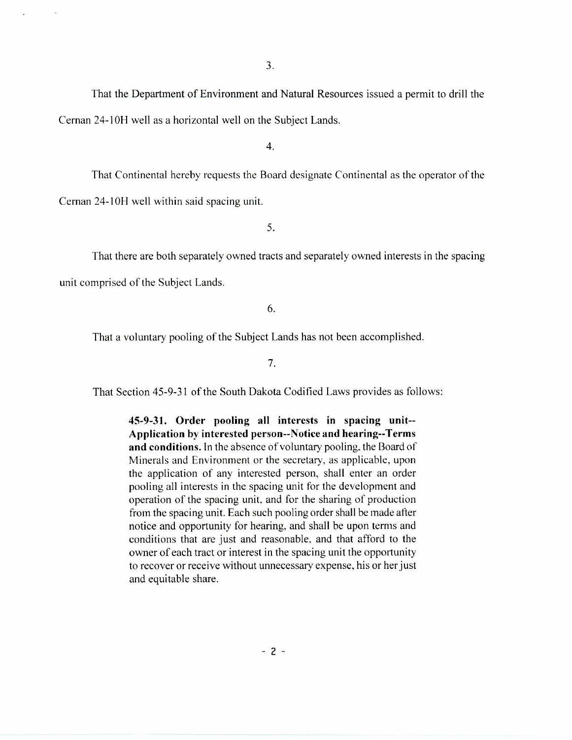3.

That the Department of Environment and Natural Resources issued a permit to drill the Cernan 24-10H well as a horizontal well on the Subject Lands.

4.

That Continental hereby requests the Board designate Continental as the operator of the Cernan 24-10H well within said spacing unit.

5.

That there are both separately owned tracts and separately owned interests in the spacing unit comprised of the Subject Lands.

6.

That a voluntary pooling of the Subject Lands has not been accomplished.

7.

That Section 45-9-31 of the South Dakota Codified Laws provides as follows:

> **45-9-31. Order pooling all interests in spacing unit--Application by interested person--Notice and hearing--Terms and conditions.** In the absence of voluntary pooling, the Board of Minerals and Environment or the secretary, as applicable, upon the application of any interested person, shall enter an order pooling all interests in the spacing unit for the development and operation of the spacing unit, and for the sharing of production from the spacing unit. Each such pooling order shall be made after notice and opportunity for hearing, and shall be upon terms and conditions that are just and reasonable, and that afford to the owner of each tract or interest in the spacing unit the opportunity to recover or receive without unnecessary expense, his or her just and equitable share.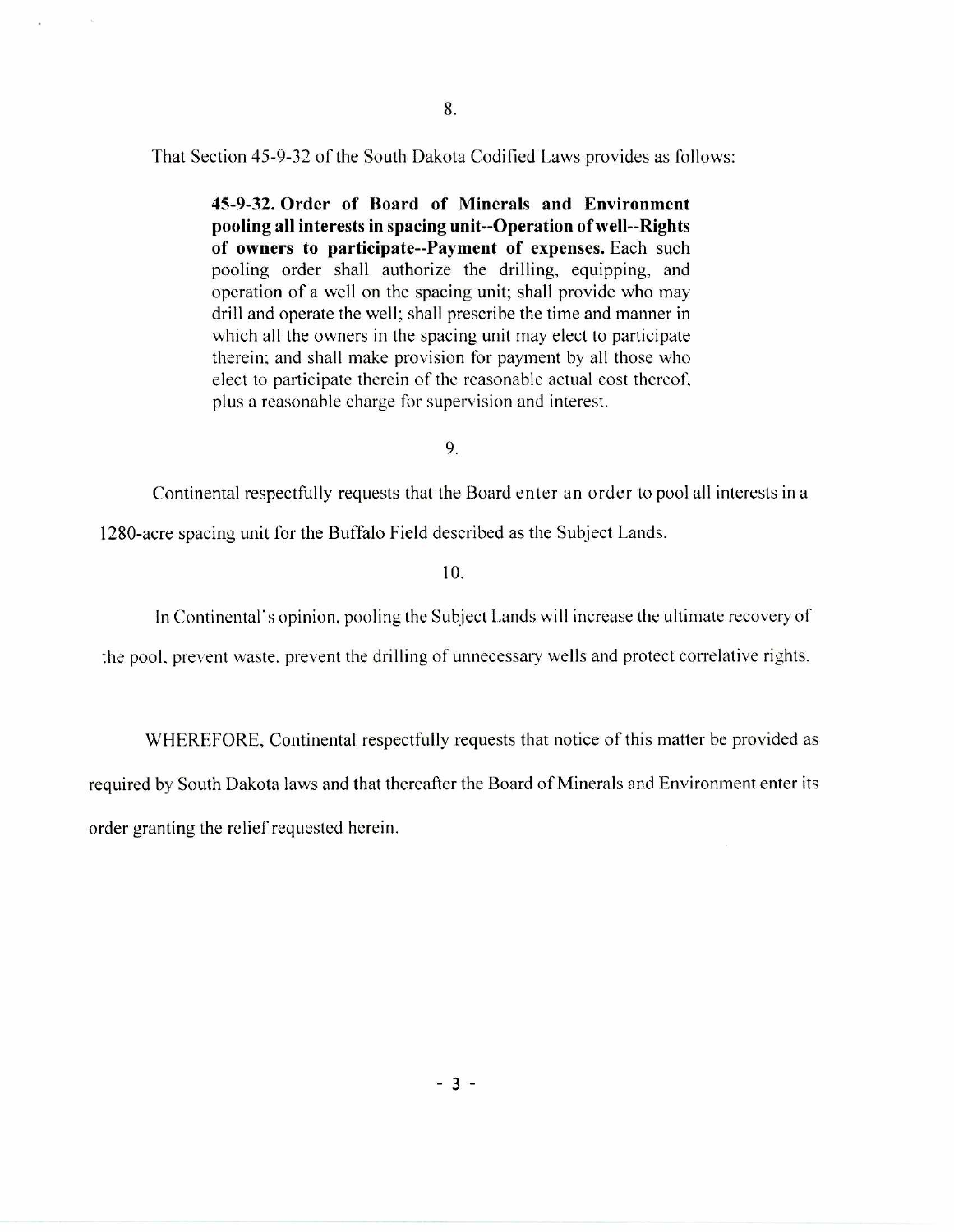8.

That Section 45-9-32 of the South Dakota Codified Laws provides as follows:

> **45-9-32. Order of Board of Minerals and Environment pooling all interests in spacing unit--Operation of well--Rights of owners to participate--Payment of expenses.** Each such pooling order shall authorize the drilling, equipping, and operation of a well on the spacing unit; shall provide who may drill and operate the well; shall prescribe the time and manner in which all the owners in the spacing unit may elect to participate therein; and shall make provision for payment by all those who elect to participate therein of the reasonable actual cost thereof, plus a reasonable charge for supervision and interest.

9.

Continental respectfully requests that the Board enter an order to pool all interests in a 1280-acre spacing unit for the Buffalo Field described as the Subject Lands.

10.

In Continental's opinion, pooling the Subject Lands will increase the ultimate recovery of the pool, prevent waste, prevent the drilling of unnecessary wells and protect correlative rights.

WHEREFORE, Continental respectfully requests that notice of this matter be provided as required by South Dakota laws and that thereafter the Board of Minerals and Environment enter its order granting the relief requested herein.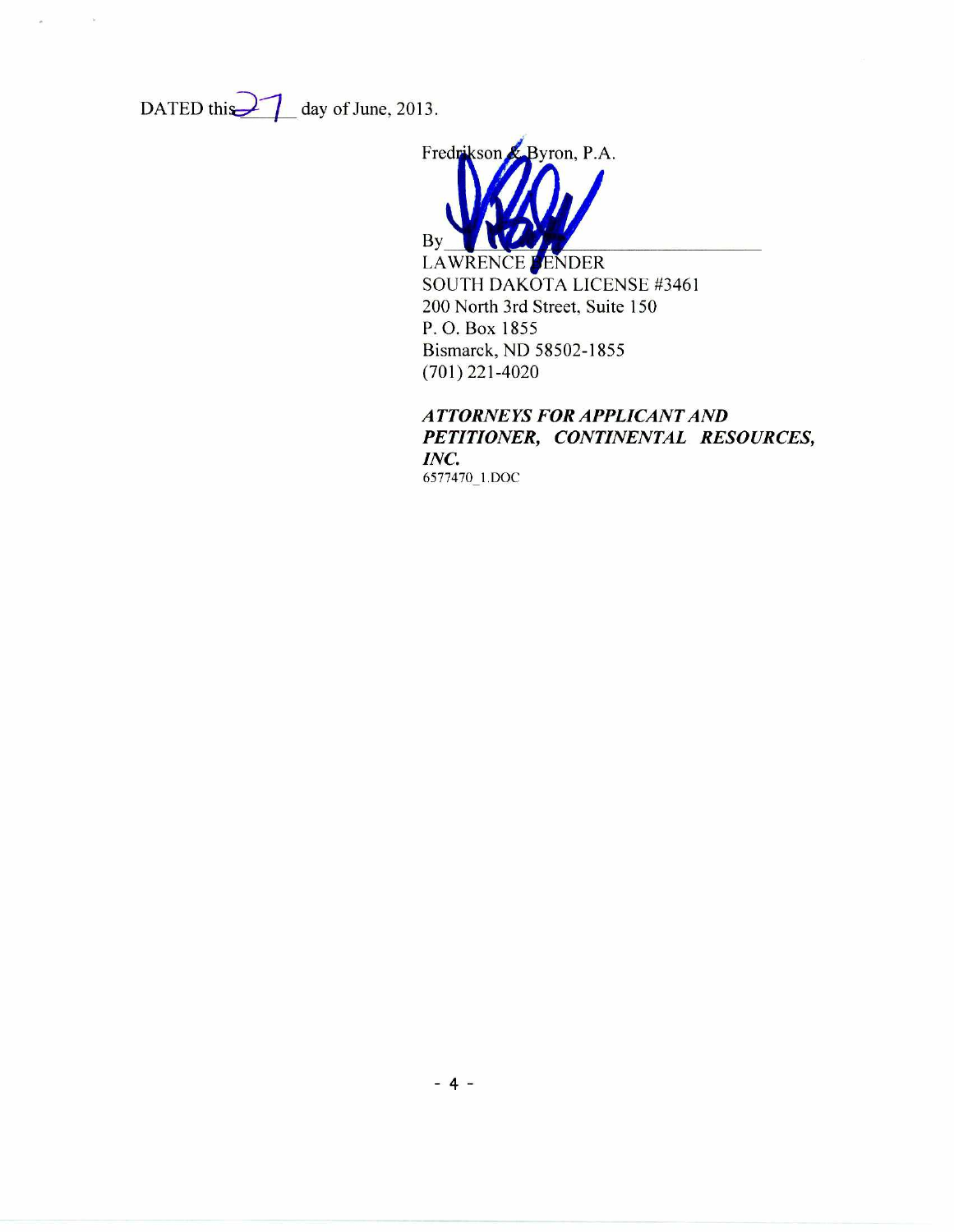DATED this 27 day of June, 2013.

Fredrikson & Byron, P.A.

By ______________________________

LAWRENCE BENDER
SOUTH DAKOTA LICENSE #3461
200 North 3rd Street, Suite 150
P. O. Box 1855
Bismarck, ND 58502-1855
(701) 221-4020

***ATTORNEYS FOR APPLICANT AND PETITIONER, CONTINENTAL RESOURCES, INC.***

6577470_1.DOC